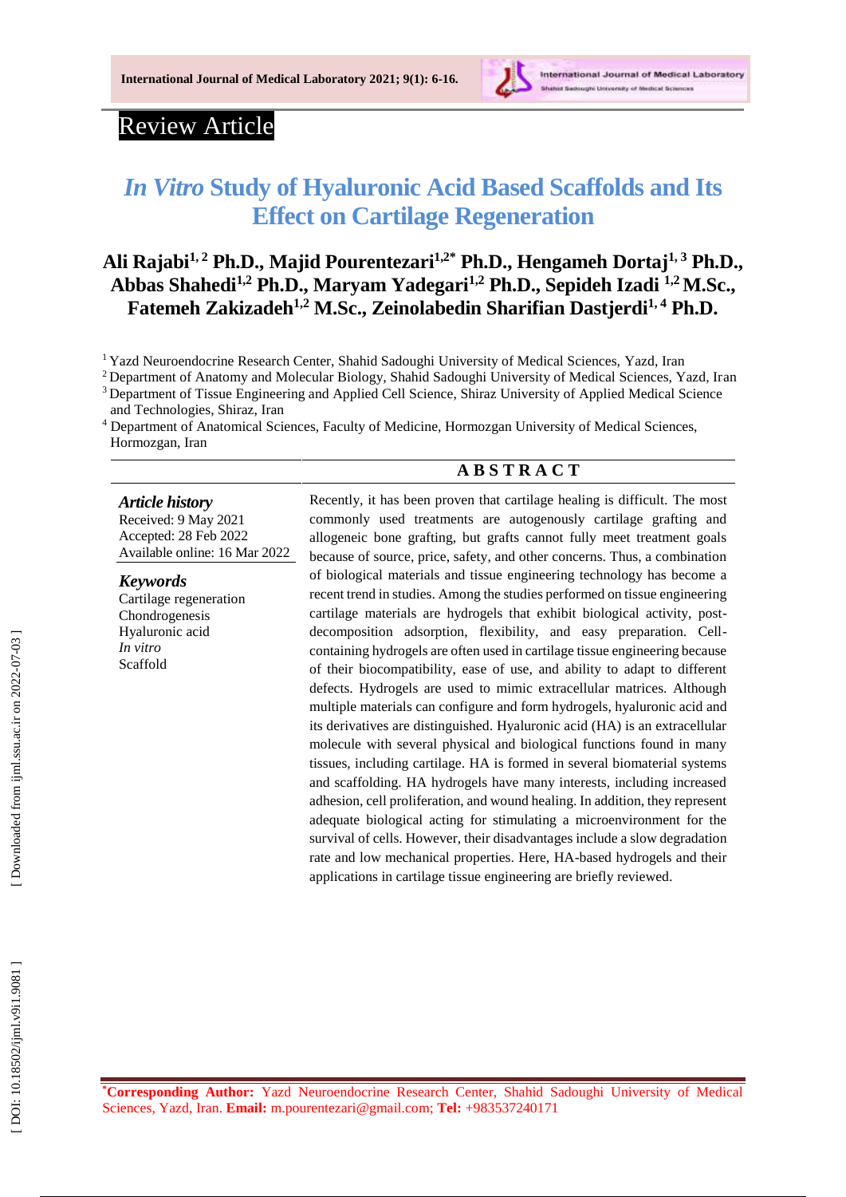# Review Article

# *In Vitro* Study of Hyaluronic Acid Based Scaffolds and Its Effect on Cartilage Regeneration

**Ali Rajabi[1,2] Ph.D., Majid Pourentezari[1,2*] Ph.D., Hengameh Dortaj[1,3] Ph.D., Abbas Shahedi[1,2] Ph.D., Maryam Yadegari[1,2] Ph.D., Sepideh Izadi [1,2] M.Sc., Fatemeh Zakizadeh[1,2] M.Sc., Zeinolabedin Sharifian Dastjerdi[1,4] Ph.D.**

[1] Yazd Neuroendocrine Research Center, Shahid Sadoughi University of Medical Sciences, Yazd, Iran

[2] Department of Anatomy and Molecular Biology, Shahid Sadoughi University of Medical Sciences, Yazd, Iran

[3] Department of Tissue Engineering and Applied Cell Science, Shiraz University of Applied Medical Science and Technologies, Shiraz, Iran

[4] Department of Anatomical Sciences, Faculty of Medicine, Hormozgan University of Medical Sciences, Hormozgan, Iran

***Article history***

Received: 9 May 2021
Accepted: 28 Feb 2022
Available online: 16 Mar 2022

***Keywords***

Cartilage regeneration
Chondrogenesis
Hyaluronic acid
*In vitro*
Scaffold

## ABSTRACT

Recently, it has been proven that cartilage healing is difficult. The most commonly used treatments are autogenously cartilage grafting and allogeneic bone grafting, but grafts cannot fully meet treatment goals because of source, price, safety, and other concerns. Thus, a combination of biological materials and tissue engineering technology has become a recent trend in studies. Among the studies performed on tissue engineering cartilage materials are hydrogels that exhibit biological activity, post-decomposition adsorption, flexibility, and easy preparation. Cell-containing hydrogels are often used in cartilage tissue engineering because of their biocompatibility, ease of use, and ability to adapt to different defects. Hydrogels are used to mimic extracellular matrices. Although multiple materials can configure and form hydrogels, hyaluronic acid and its derivatives are distinguished. Hyaluronic acid (HA) is an extracellular molecule with several physical and biological functions found in many tissues, including cartilage. HA is formed in several biomaterial systems and scaffolding. HA hydrogels have many interests, including increased adhesion, cell proliferation, and wound healing. In addition, they represent adequate biological acting for stimulating a microenvironment for the survival of cells. However, their disadvantages include a slow degradation rate and low mechanical properties. Here, HA-based hydrogels and their applications in cartilage tissue engineering are briefly reviewed.

[*] **Corresponding Author:** Yazd Neuroendocrine Research Center, Shahid Sadoughi University of Medical Sciences, Yazd, Iran. **Email:** m.pourentezari@gmail.com; **Tel:** +983537240171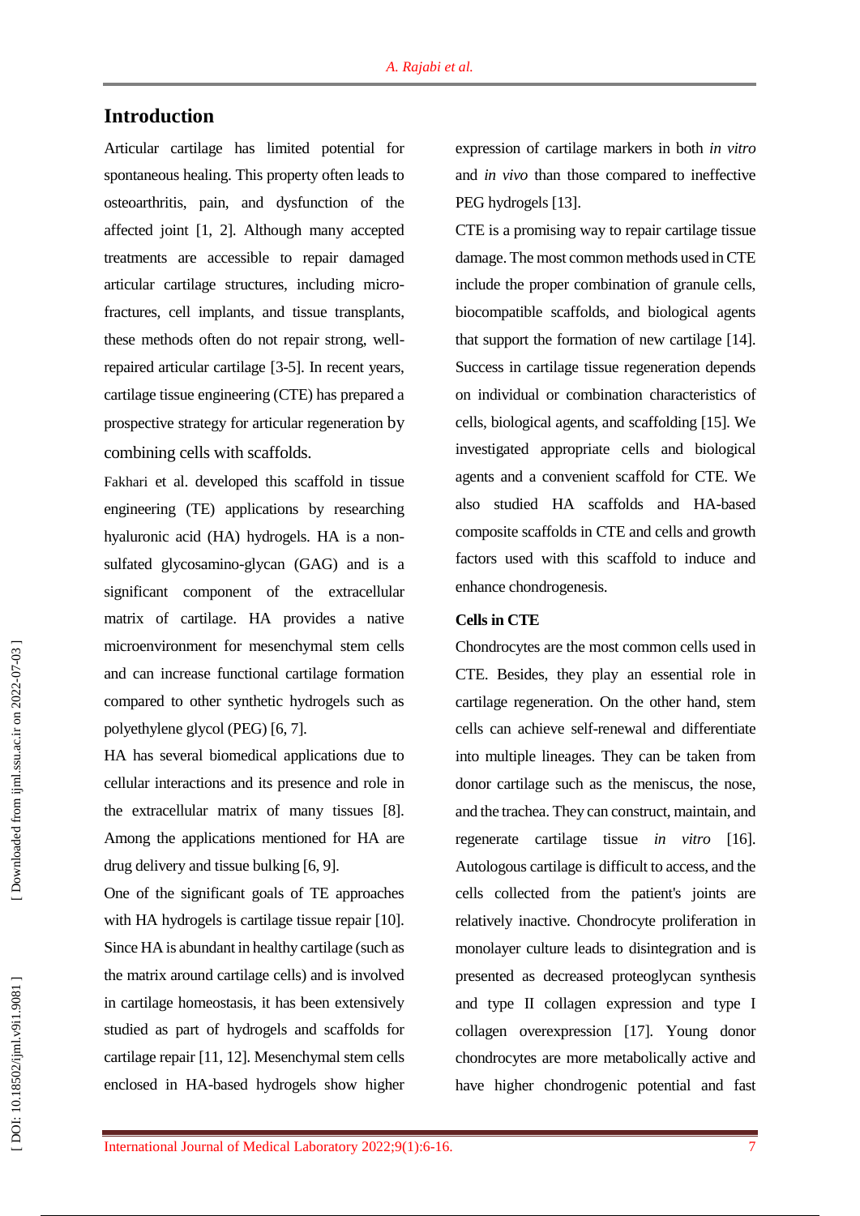## Introduction

Articular cartilage has limited potential for spontaneous healing. This property often leads to osteoarthritis, pain, and dysfunction of the affected joint [1, 2]. Although many accepted treatments are accessible to repair damaged articular cartilage structures, including micro-fractures, cell implants, and tissue transplants, these methods often do not repair strong, well-repaired articular cartilage [3-5]. In recent years, cartilage tissue engineering (CTE) has prepared a prospective strategy for articular regeneration by combining cells with scaffolds.

Fakhari et al. developed this scaffold in tissue engineering (TE) applications by researching hyaluronic acid (HA) hydrogels. HA is a non-sulfated glycosamino-glycan (GAG) and is a significant component of the extracellular matrix of cartilage. HA provides a native microenvironment for mesenchymal stem cells and can increase functional cartilage formation compared to other synthetic hydrogels such as polyethylene glycol (PEG) [6, 7].

HA has several biomedical applications due to cellular interactions and its presence and role in the extracellular matrix of many tissues [8]. Among the applications mentioned for HA are drug delivery and tissue bulking [6, 9].

One of the significant goals of TE approaches with HA hydrogels is cartilage tissue repair [10]. Since HA is abundant in healthy cartilage (such as the matrix around cartilage cells) and is involved in cartilage homeostasis, it has been extensively studied as part of hydrogels and scaffolds for cartilage repair [11, 12]. Mesenchymal stem cells enclosed in HA-based hydrogels show higher expression of cartilage markers in both *in vitro* and *in vivo* than those compared to ineffective PEG hydrogels [13].

CTE is a promising way to repair cartilage tissue damage. The most common methods used in CTE include the proper combination of granule cells, biocompatible scaffolds, and biological agents that support the formation of new cartilage [14]. Success in cartilage tissue regeneration depends on individual or combination characteristics of cells, biological agents, and scaffolding [15]. We investigated appropriate cells and biological agents and a convenient scaffold for CTE. We also studied HA scaffolds and HA-based composite scaffolds in CTE and cells and growth factors used with this scaffold to induce and enhance chondrogenesis.

### Cells in CTE

Chondrocytes are the most common cells used in CTE. Besides, they play an essential role in cartilage regeneration. On the other hand, stem cells can achieve self-renewal and differentiate into multiple lineages. They can be taken from donor cartilage such as the meniscus, the nose, and the trachea. They can construct, maintain, and regenerate cartilage tissue *in vitro* [16]. Autologous cartilage is difficult to access, and the cells collected from the patient's joints are relatively inactive. Chondrocyte proliferation in monolayer culture leads to disintegration and is presented as decreased proteoglycan synthesis and type II collagen expression and type I collagen overexpression [17]. Young donor chondrocytes are more metabolically active and have higher chondrogenic potential and fast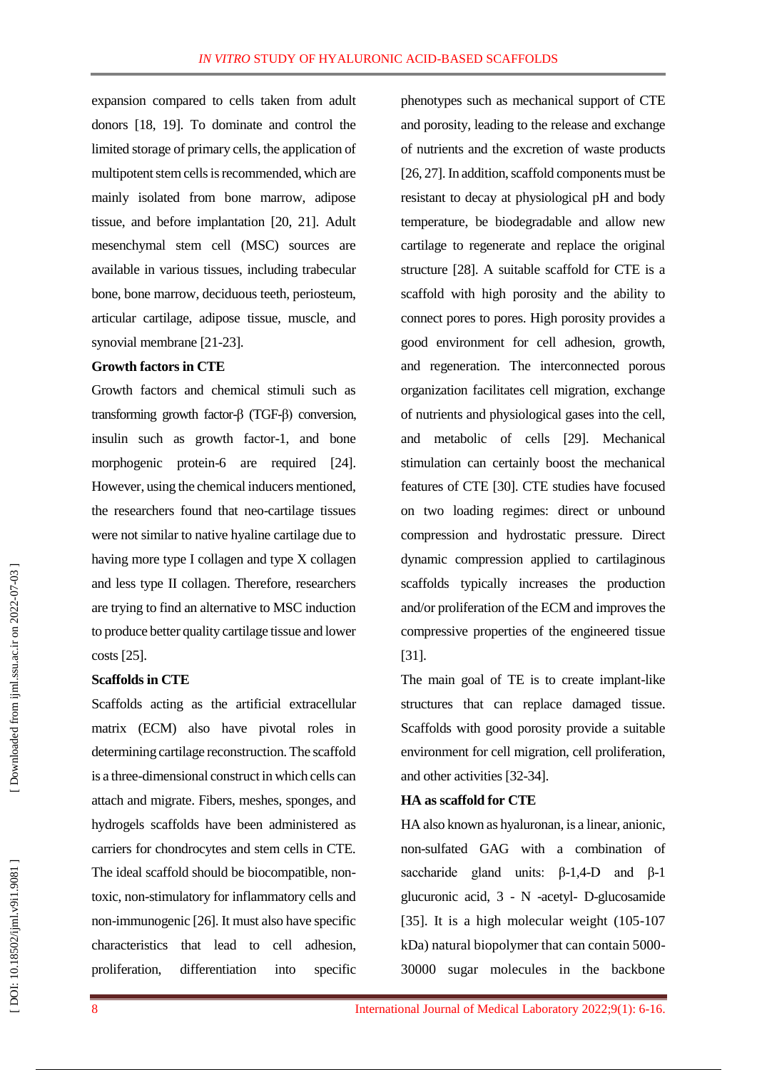expansion compared to cells taken from adult donors [18, 19]. To dominate and control the limited storage of primary cells, the application of multipotent stem cells is recommended, which are mainly isolated from bone marrow, adipose tissue, and before implantation [20, 21]. Adult mesenchymal stem cell (MSC) sources are available in various tissues, including trabecular bone, bone marrow, deciduous teeth, periosteum, articular cartilage, adipose tissue, muscle, and synovial membrane [21-23].

**Growth factors in CTE**

Growth factors and chemical stimuli such as transforming growth factor-β (TGF-β) conversion, insulin such as growth factor-1, and bone morphogenic protein-6 are required [24]. However, using the chemical inducers mentioned, the researchers found that neo-cartilage tissues were not similar to native hyaline cartilage due to having more type I collagen and type X collagen and less type II collagen. Therefore, researchers are trying to find an alternative to MSC induction to produce better quality cartilage tissue and lower costs [25].

**Scaffolds in CTE**

Scaffolds acting as the artificial extracellular matrix (ECM) also have pivotal roles in determining cartilage reconstruction. The scaffold is a three-dimensional construct in which cells can attach and migrate. Fibers, meshes, sponges, and hydrogels scaffolds have been administered as carriers for chondrocytes and stem cells in CTE. The ideal scaffold should be biocompatible, non-toxic, non-stimulatory for inflammatory cells and non-immunogenic [26]. It must also have specific characteristics that lead to cell adhesion, proliferation, differentiation into specific phenotypes such as mechanical support of CTE and porosity, leading to the release and exchange of nutrients and the excretion of waste products [26, 27]. In addition, scaffold components must be resistant to decay at physiological pH and body temperature, be biodegradable and allow new cartilage to regenerate and replace the original structure [28]. A suitable scaffold for CTE is a scaffold with high porosity and the ability to connect pores to pores. High porosity provides a good environment for cell adhesion, growth, and regeneration. The interconnected porous organization facilitates cell migration, exchange of nutrients and physiological gases into the cell, and metabolic of cells [29]. Mechanical stimulation can certainly boost the mechanical features of CTE [30]. CTE studies have focused on two loading regimes: direct or unbound compression and hydrostatic pressure. Direct dynamic compression applied to cartilaginous scaffolds typically increases the production and/or proliferation of the ECM and improves the compressive properties of the engineered tissue [31].

The main goal of TE is to create implant-like structures that can replace damaged tissue. Scaffolds with good porosity provide a suitable environment for cell migration, cell proliferation, and other activities [32-34].

**HA as scaffold for CTE**

HA also known as hyaluronan, is a linear, anionic, non-sulfated GAG with a combination of saccharide gland units: β-1,4-D and β-1 glucuronic acid, 3 - N -acetyl- D-glucosamide [35]. It is a high molecular weight (105-107 kDa) natural biopolymer that can contain 5000-30000 sugar molecules in the backbone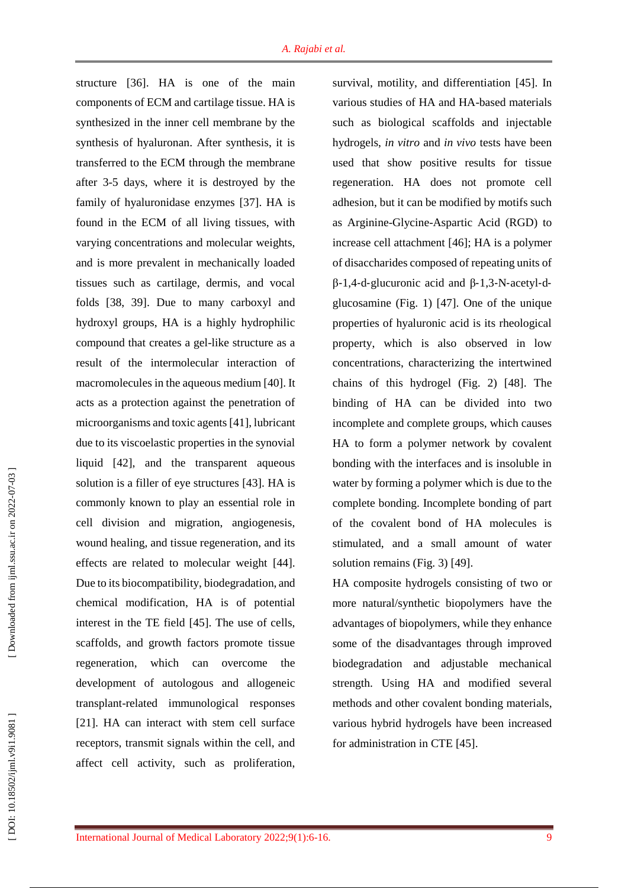structure [36]. HA is one of the main components of ECM and cartilage tissue. HA is synthesized in the inner cell membrane by the synthesis of hyaluronan. After synthesis, it is transferred to the ECM through the membrane after 3-5 days, where it is destroyed by the family of hyaluronidase enzymes [37]. HA is found in the ECM of all living tissues, with varying concentrations and molecular weights, and is more prevalent in mechanically loaded tissues such as cartilage, dermis, and vocal folds [38, 39]. Due to many carboxyl and hydroxyl groups, HA is a highly hydrophilic compound that creates a gel-like structure as a result of the intermolecular interaction of macromolecules in the aqueous medium [40]. It acts as a protection against the penetration of microorganisms and toxic agents [41], lubricant due to its viscoelastic properties in the synovial liquid [42], and the transparent aqueous solution is a filler of eye structures [43]. HA is commonly known to play an essential role in cell division and migration, angiogenesis, wound healing, and tissue regeneration, and its effects are related to molecular weight [44]. Due to its biocompatibility, biodegradation, and chemical modification, HA is of potential interest in the TE field [45]. The use of cells, scaffolds, and growth factors promote tissue regeneration, which can overcome the development of autologous and allogeneic transplant-related immunological responses [21]. HA can interact with stem cell surface receptors, transmit signals within the cell, and affect cell activity, such as proliferation, survival, motility, and differentiation [45]. In various studies of HA and HA-based materials such as biological scaffolds and injectable hydrogels, *in vitro* and *in vivo* tests have been used that show positive results for tissue regeneration. HA does not promote cell adhesion, but it can be modified by motifs such as Arginine-Glycine-Aspartic Acid (RGD) to increase cell attachment [46]; HA is a polymer of disaccharides composed of repeating units of β-1,4-d-glucuronic acid and β-1,3-N-acetyl-d-glucosamine (Fig. 1) [47]. One of the unique properties of hyaluronic acid is its rheological property, which is also observed in low concentrations, characterizing the intertwined chains of this hydrogel (Fig. 2) [48]. The binding of HA can be divided into two incomplete and complete groups, which causes HA to form a polymer network by covalent bonding with the interfaces and is insoluble in water by forming a polymer which is due to the complete bonding. Incomplete bonding of part of the covalent bond of HA molecules is stimulated, and a small amount of water solution remains (Fig. 3) [49].

HA composite hydrogels consisting of two or more natural/synthetic biopolymers have the advantages of biopolymers, while they enhance some of the disadvantages through improved biodegradation and adjustable mechanical strength. Using HA and modified several methods and other covalent bonding materials, various hybrid hydrogels have been increased for administration in CTE [45].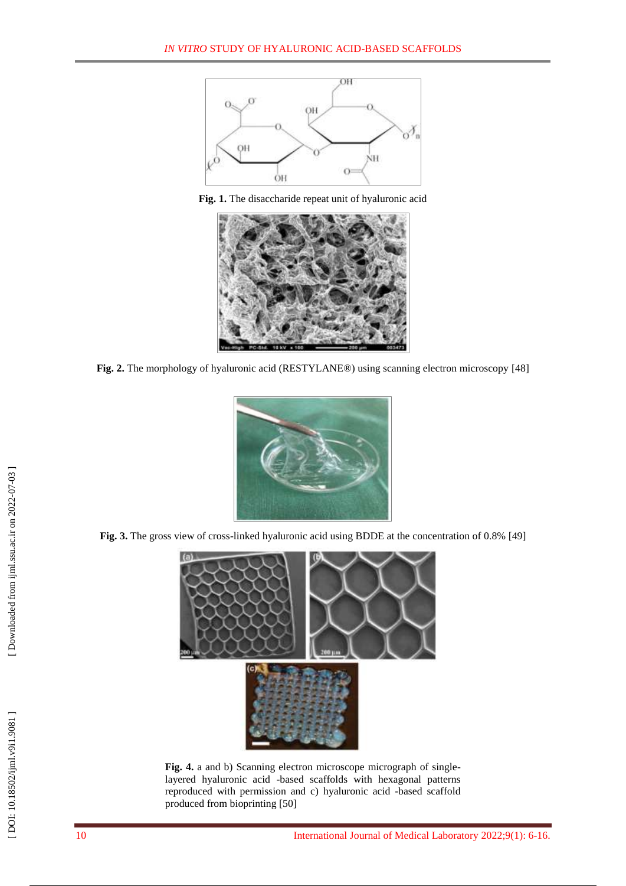**Fig. 1.** The disaccharide repeat unit of hyaluronic acid

**Fig. 2.** The morphology of hyaluronic acid (RESTYLANE®) using scanning electron microscopy [48]

**Fig. 3.** The gross view of cross-linked hyaluronic acid using BDDE at the concentration of 0.8% [49]

**Fig. 4.** a and b) Scanning electron microscope micrograph of single-layered hyaluronic acid -based scaffolds with hexagonal patterns reproduced with permission and c) hyaluronic acid -based scaffold produced from bioprinting [50]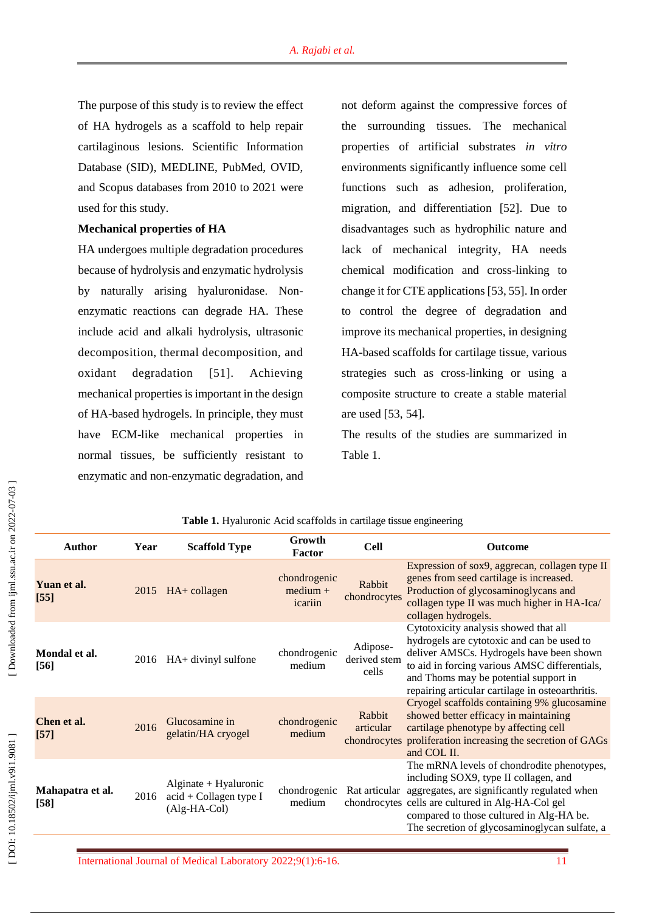The purpose of this study is to review the effect of HA hydrogels as a scaffold to help repair cartilaginous lesions. Scientific Information Database (SID), MEDLINE, PubMed, OVID, and Scopus databases from 2010 to 2021 were used for this study.

**Mechanical properties of HA**

HA undergoes multiple degradation procedures because of hydrolysis and enzymatic hydrolysis by naturally arising hyaluronidase. Non-enzymatic reactions can degrade HA. These include acid and alkali hydrolysis, ultrasonic decomposition, thermal decomposition, and oxidant degradation [51]. Achieving mechanical properties is important in the design of HA-based hydrogels. In principle, they must have ECM-like mechanical properties in normal tissues, be sufficiently resistant to enzymatic and non-enzymatic degradation, and not deform against the compressive forces of the surrounding tissues. The mechanical properties of artificial substrates *in vitro* environments significantly influence some cell functions such as adhesion, proliferation, migration, and differentiation [52]. Due to disadvantages such as hydrophilic nature and lack of mechanical integrity, HA needs chemical modification and cross-linking to change it for CTE applications [53, 55]. In order to control the degree of degradation and improve its mechanical properties, in designing HA-based scaffolds for cartilage tissue, various strategies such as cross-linking or using a composite structure to create a stable material are used [53, 54].

The results of the studies are summarized in Table 1.

**Table 1.** Hyaluronic Acid scaffolds in cartilage tissue engineering

| Author | Year | Scaffold Type | Growth Factor | Cell | Outcome |
|---|---|---|---|---|---|
| **Yuan et al. [55]** | 2015 | HA+ collagen | chondrogenic medium + icariin | Rabbit chondrocytes | Expression of sox9, aggrecan, collagen type II genes from seed cartilage is increased. Production of glycosaminoglycans and collagen type II was much higher in HA-Ica/ collagen hydrogels. |
| **Mondal et al. [56]** | 2016 | HA+ divinyl sulfone | chondrogenic medium | Adipose-derived stem cells | Cytotoxicity analysis showed that all hydrogels are cytotoxic and can be used to deliver AMSCs. Hydrogels have been shown to aid in forcing various AMSC differentials, and Thoms may be potential support in repairing articular cartilage in osteoarthritis. |
| **Chen et al. [57]** | 2016 | Glucosamine in gelatin/HA cryogel | chondrogenic medium | Rabbit articular chondrocytes | Cryogel scaffolds containing 9% glucosamine showed better efficacy in maintaining cartilage phenotype by affecting cell proliferation increasing the secretion of GAGs and COL II. |
| **Mahapatra et al. [58]** | 2016 | Alginate + Hyaluronic acid + Collagen type I (Alg-HA-Col) | chondrogenic medium | Rat articular chondrocytes | The mRNA levels of chondrodite phenotypes, including SOX9, type II collagen, and aggregates, are significantly regulated when cells are cultured in Alg-HA-Col gel compared to those cultured in Alg-HA be. The secretion of glycosaminoglycan sulfate, a |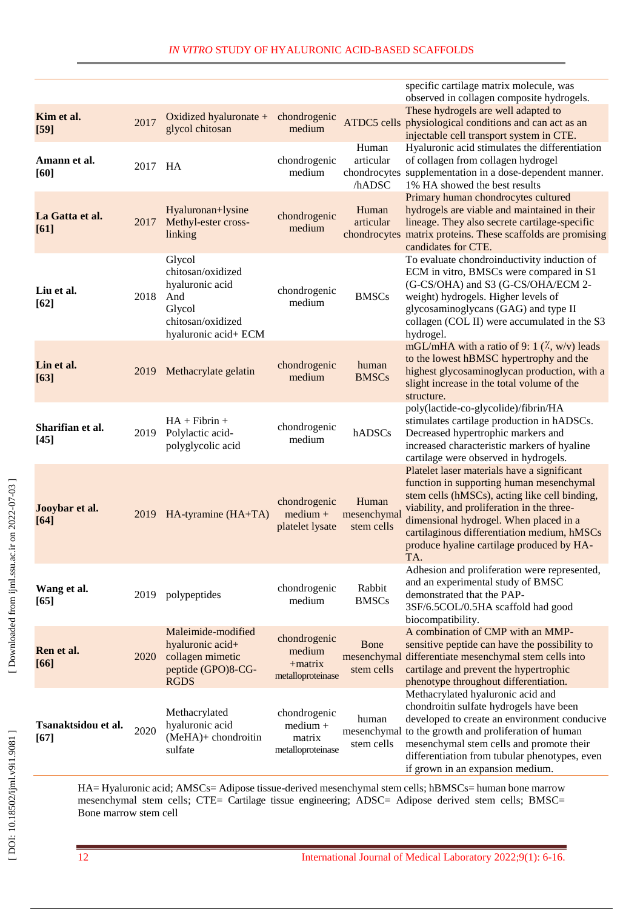| | | | | | |
|---|---|---|---|---|---|
| | | | | | specific cartilage matrix molecule, was observed in collagen composite hydrogels. |
| **Kim et al. [59]** | 2017 | Oxidized hyaluronate + glycol chitosan | chondrogenic medium | ATDC5 cells | These hydrogels are well adapted to physiological conditions and can act as an injectable cell transport system in CTE. |
| **Amann et al. [60]** | 2017 | HA | chondrogenic medium | Human articular chondrocytes /hADSC | Hyaluronic acid stimulates the differentiation of collagen from collagen hydrogel supplementation in a dose-dependent manner. 1% HA showed the best results |
| **La Gatta et al. [61]** | 2017 | Hyaluronan+lysine Methyl-ester cross-linking | chondrogenic medium | Human articular chondrocytes | Primary human chondrocytes cultured hydrogels are viable and maintained in their lineage. They also secrete cartilage-specific matrix proteins. These scaffolds are promising candidates for CTE. |
| **Liu et al. [62]** | 2018 | Glycol chitosan/oxidized hyaluronic acid And Glycol chitosan/oxidized hyaluronic acid+ ECM | chondrogenic medium | BMSCs | To evaluate chondroinductivity induction of ECM in vitro, BMSCs were compared in S1 (G-CS/OHA) and S3 (G-CS/OHA/ECM 2-weight) hydrogels. Higher levels of glycosaminoglycans (GAG) and type II collagen (COL II) were accumulated in the S3 hydrogel. |
| **Lin et al. [63]** | 2019 | Methacrylate gelatin | chondrogenic medium | human BMSCs | mGL/mHA with a ratio of 9: 1 (٪, w/v) leads to the lowest hBMSC hypertrophy and the highest glycosaminoglycan production, with a slight increase in the total volume of the structure. |
| **Sharifian et al. [45]** | 2019 | HA + Fibrin + Polylactic acid-polyglycolic acid | chondrogenic medium | hADSCs | poly(lactide-co-glycolide)/fibrin/HA stimulates cartilage production in hADSCs. Decreased hypertrophic markers and increased characteristic markers of hyaline cartilage were observed in hydrogels. |
| **Jooybar et al. [64]** | 2019 | HA-tyramine (HA+TA) | chondrogenic medium + platelet lysate | Human mesenchymal stem cells | Platelet laser materials have a significant function in supporting human mesenchymal stem cells (hMSCs), acting like cell binding, viability, and proliferation in the three-dimensional hydrogel. When placed in a cartilaginous differentiation medium, hMSCs produce hyaline cartilage produced by HA-TA. |
| **Wang et al. [65]** | 2019 | polypeptides | chondrogenic medium | Rabbit BMSCs | Adhesion and proliferation were represented, and an experimental study of BMSC demonstrated that the PAP-3SF/6.5COL/0.5HA scaffold had good biocompatibility. |
| **Ren et al. [66]** | 2020 | Maleimide-modified hyaluronic acid+ collagen mimetic peptide (GPO)8-CG-RGDS | chondrogenic medium +matrix metalloproteinase | Bone mesenchymal stem cells | A combination of CMP with an MMP-sensitive peptide can have the possibility to differentiate mesenchymal stem cells into cartilage and prevent the hypertrophic phenotype throughout differentiation. |
| **Tsanaktsidou et al. [67]** | 2020 | Methacrylated hyaluronic acid (MeHA)+ chondroitin sulfate | chondrogenic medium + matrix metalloproteinase | human mesenchymal stem cells | Methacrylated hyaluronic acid and chondroitin sulfate hydrogels have been developed to create an environment conducive to the growth and proliferation of human mesenchymal stem cells and promote their differentiation from tubular phenotypes, even if grown in an expansion medium. |

HA= Hyaluronic acid; AMSCs= Adipose tissue-derived mesenchymal stem cells; hBMSCs= human bone marrow mesenchymal stem cells; CTE= Cartilage tissue engineering; ADSC= Adipose derived stem cells; BMSC= Bone marrow stem cell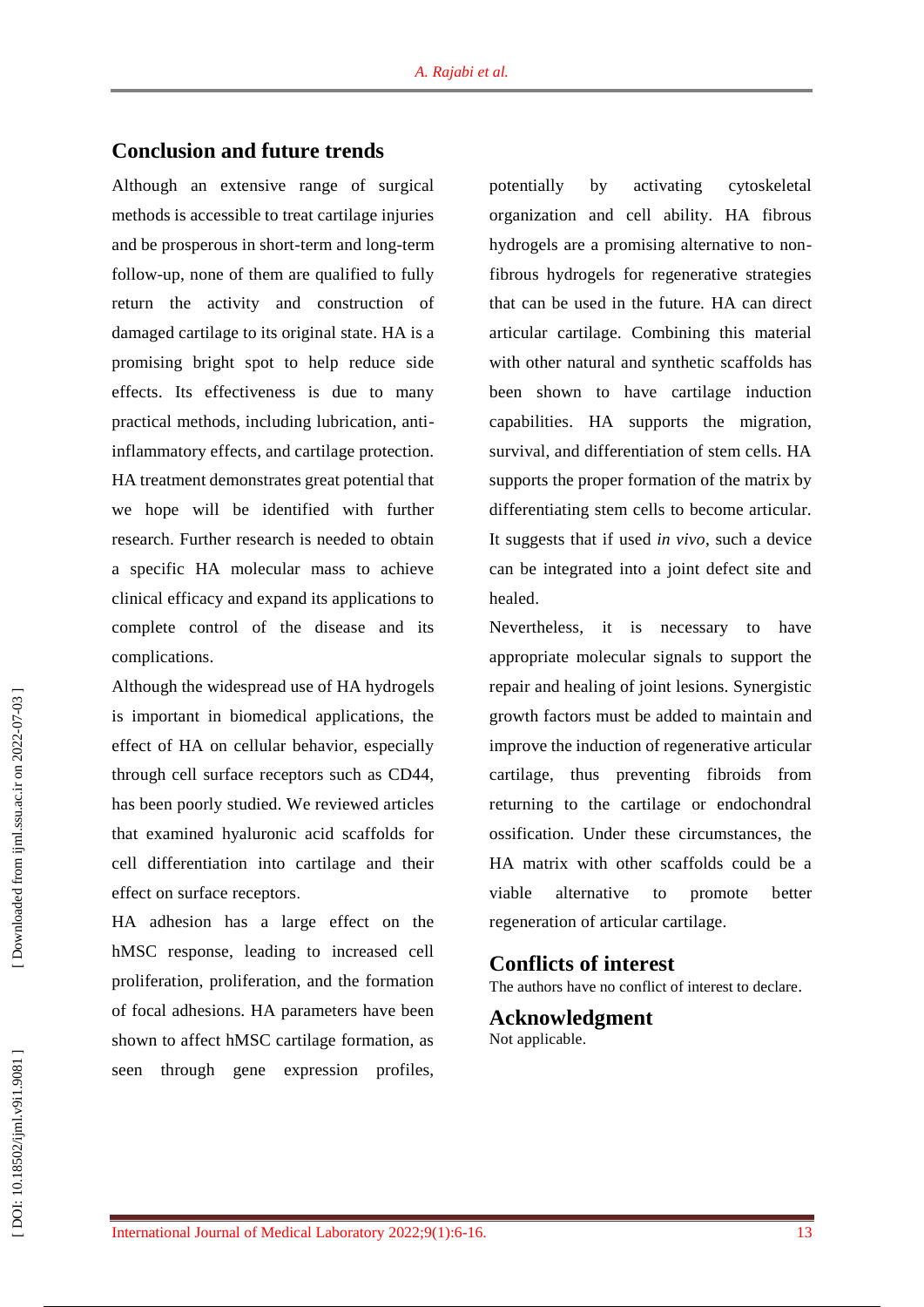## Conclusion and future trends

Although an extensive range of surgical methods is accessible to treat cartilage injuries and be prosperous in short-term and long-term follow-up, none of them are qualified to fully return the activity and construction of damaged cartilage to its original state. HA is a promising bright spot to help reduce side effects. Its effectiveness is due to many practical methods, including lubrication, anti-inflammatory effects, and cartilage protection. HA treatment demonstrates great potential that we hope will be identified with further research. Further research is needed to obtain a specific HA molecular mass to achieve clinical efficacy and expand its applications to complete control of the disease and its complications.

Although the widespread use of HA hydrogels is important in biomedical applications, the effect of HA on cellular behavior, especially through cell surface receptors such as CD44, has been poorly studied. We reviewed articles that examined hyaluronic acid scaffolds for cell differentiation into cartilage and their effect on surface receptors.

HA adhesion has a large effect on the hMSC response, leading to increased cell proliferation, proliferation, and the formation of focal adhesions. HA parameters have been shown to affect hMSC cartilage formation, as seen through gene expression profiles, potentially by activating cytoskeletal organization and cell ability. HA fibrous hydrogels are a promising alternative to non-fibrous hydrogels for regenerative strategies that can be used in the future. HA can direct articular cartilage. Combining this material with other natural and synthetic scaffolds has been shown to have cartilage induction capabilities. HA supports the migration, survival, and differentiation of stem cells. HA supports the proper formation of the matrix by differentiating stem cells to become articular. It suggests that if used *in vivo*, such a device can be integrated into a joint defect site and healed.

Nevertheless, it is necessary to have appropriate molecular signals to support the repair and healing of joint lesions. Synergistic growth factors must be added to maintain and improve the induction of regenerative articular cartilage, thus preventing fibroids from returning to the cartilage or endochondral ossification. Under these circumstances, the HA matrix with other scaffolds could be a viable alternative to promote better regeneration of articular cartilage.

## Conflicts of interest

The authors have no conflict of interest to declare.

## Acknowledgment

Not applicable.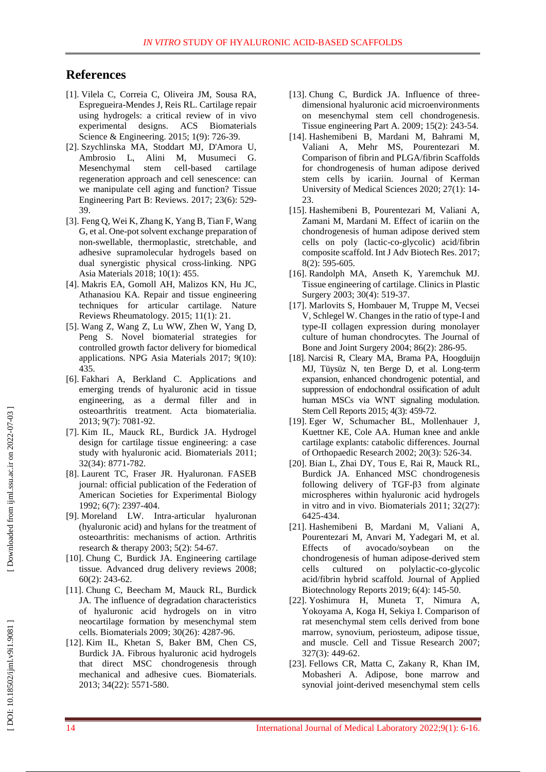## References

[1]. Vilela C, Correia C, Oliveira JM, Sousa RA, Espregueira-Mendes J, Reis RL. Cartilage repair using hydrogels: a critical review of in vivo experimental designs. ACS Biomaterials Science & Engineering. 2015; 1(9): 726-39.

[2]. Szychlinska MA, Stoddart MJ, D'Amora U, Ambrosio L, Alini M, Musumeci G. Mesenchymal stem cell-based cartilage regeneration approach and cell senescence: can we manipulate cell aging and function? Tissue Engineering Part B: Reviews. 2017; 23(6): 529-39.

[3]. Feng Q, Wei K, Zhang K, Yang B, Tian F, Wang G, et al. One-pot solvent exchange preparation of non-swellable, thermoplastic, stretchable, and adhesive supramolecular hydrogels based on dual synergistic physical cross-linking. NPG Asia Materials 2018; 10(1): 455.

[4]. Makris EA, Gomoll AH, Malizos KN, Hu JC, Athanasiou KA. Repair and tissue engineering techniques for articular cartilage. Nature Reviews Rheumatology. 2015; 11(1): 21.

[5]. Wang Z, Wang Z, Lu WW, Zhen W, Yang D, Peng S. Novel biomaterial strategies for controlled growth factor delivery for biomedical applications. NPG Asia Materials 2017; 9(10): 435.

[6]. Fakhari A, Berkland C. Applications and emerging trends of hyaluronic acid in tissue engineering, as a dermal filler and in osteoarthritis treatment. Acta biomaterialia. 2013; 9(7): 7081-92.

[7]. Kim IL, Mauck RL, Burdick JA. Hydrogel design for cartilage tissue engineering: a case study with hyaluronic acid. Biomaterials 2011; 32(34): 8771-782.

[8]. Laurent TC, Fraser JR. Hyaluronan. FASEB journal: official publication of the Federation of American Societies for Experimental Biology 1992; 6(7): 2397-404.

[9]. Moreland LW. Intra-articular hyaluronan (hyaluronic acid) and hylans for the treatment of osteoarthritis: mechanisms of action. Arthritis research & therapy 2003; 5(2): 54-67.

[10]. Chung C, Burdick JA. Engineering cartilage tissue. Advanced drug delivery reviews 2008; 60(2): 243-62.

[11]. Chung C, Beecham M, Mauck RL, Burdick JA. The influence of degradation characteristics of hyaluronic acid hydrogels on in vitro neocartilage formation by mesenchymal stem cells. Biomaterials 2009; 30(26): 4287-96.

[12]. Kim IL, Khetan S, Baker BM, Chen CS, Burdick JA. Fibrous hyaluronic acid hydrogels that direct MSC chondrogenesis through mechanical and adhesive cues. Biomaterials. 2013; 34(22): 5571-580.

[13]. Chung C, Burdick JA. Influence of three-dimensional hyaluronic acid microenvironments on mesenchymal stem cell chondrogenesis. Tissue engineering Part A. 2009; 15(2): 243-54.

[14]. Hashemibeni B, Mardani M, Bahrami M, Valiani A, Mehr MS, Pourentezari M. Comparison of fibrin and PLGA/fibrin Scaffolds for chondrogenesis of human adipose derived stem cells by icariin. Journal of Kerman University of Medical Sciences 2020; 27(1): 14-23.

[15]. Hashemibeni B, Pourentezari M, Valiani A, Zamani M, Mardani M. Effect of icariin on the chondrogenesis of human adipose derived stem cells on poly (lactic-co-glycolic) acid/fibrin composite scaffold. Int J Adv Biotech Res. 2017; 8(2): 595-605.

[16]. Randolph MA, Anseth K, Yaremchuk MJ. Tissue engineering of cartilage. Clinics in Plastic Surgery 2003; 30(4): 519-37.

[17]. Marlovits S, Hombauer M, Truppe M, Vecsei V, Schlegel W. Changes in the ratio of type-I and type-II collagen expression during monolayer culture of human chondrocytes. The Journal of Bone and Joint Surgery 2004; 86(2): 286-95.

[18]. Narcisi R, Cleary MA, Brama PA, Hoogduijn MJ, Tüysüz N, ten Berge D, et al. Long-term expansion, enhanced chondrogenic potential, and suppression of endochondral ossification of adult human MSCs via WNT signaling modulation. Stem Cell Reports 2015; 4(3): 459-72.

[19]. Eger W, Schumacher BL, Mollenhauer J, Kuettner KE, Cole AA. Human knee and ankle cartilage explants: catabolic differences. Journal of Orthopaedic Research 2002; 20(3): 526-34.

[20]. Bian L, Zhai DY, Tous E, Rai R, Mauck RL, Burdick JA. Enhanced MSC chondrogenesis following delivery of TGF-β3 from alginate microspheres within hyaluronic acid hydrogels in vitro and in vivo. Biomaterials 2011; 32(27): 6425-434.

[21]. Hashemibeni B, Mardani M, Valiani A, Pourentezari M, Anvari M, Yadegari M, et al. Effects of avocado/soybean on the chondrogenesis of human adipose-derived stem cells cultured on polylactic-co-glycolic acid/fibrin hybrid scaffold. Journal of Applied Biotechnology Reports 2019; 6(4): 145-50.

[22]. Yoshimura H, Muneta T, Nimura A, Yokoyama A, Koga H, Sekiya I. Comparison of rat mesenchymal stem cells derived from bone marrow, synovium, periosteum, adipose tissue, and muscle. Cell and Tissue Research 2007; 327(3): 449-62.

[23]. Fellows CR, Matta C, Zakany R, Khan IM, Mobasheri A. Adipose, bone marrow and synovial joint-derived mesenchymal stem cells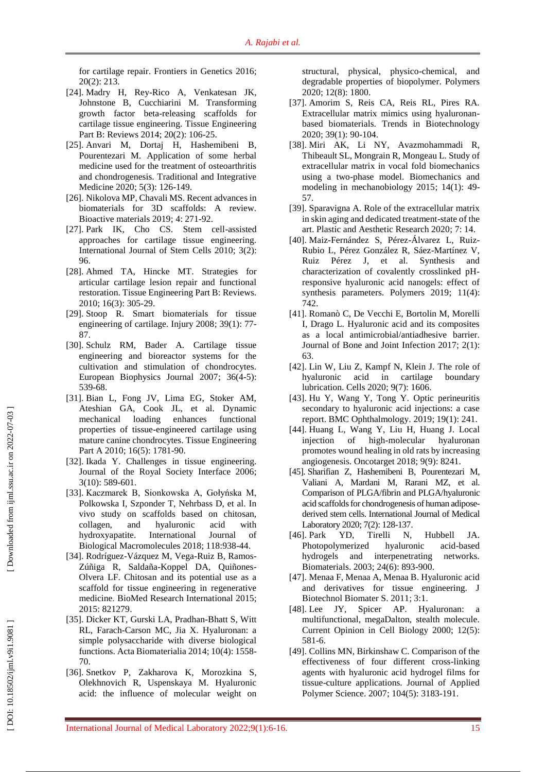for cartilage repair. Frontiers in Genetics 2016; 20(2): 213.

[24]. Madry H, Rey-Rico A, Venkatesan JK, Johnstone B, Cucchiarini M. Transforming growth factor beta-releasing scaffolds for cartilage tissue engineering. Tissue Engineering Part B: Reviews 2014; 20(2): 106-25.

[25]. Anvari M, Dortaj H, Hashemibeni B, Pourentezari M. Application of some herbal medicine used for the treatment of osteoarthritis and chondrogenesis. Traditional and Integrative Medicine 2020; 5(3): 126-149.

[26]. Nikolova MP, Chavali MS. Recent advances in biomaterials for 3D scaffolds: A review. Bioactive materials 2019; 4: 271-92.

[27]. Park IK, Cho CS. Stem cell-assisted approaches for cartilage tissue engineering. International Journal of Stem Cells 2010; 3(2): 96.

[28]. Ahmed TA, Hincke MT. Strategies for articular cartilage lesion repair and functional restoration. Tissue Engineering Part B: Reviews. 2010; 16(3): 305-29.

[29]. Stoop R. Smart biomaterials for tissue engineering of cartilage. Injury 2008; 39(1): 77-87.

[30]. Schulz RM, Bader A. Cartilage tissue engineering and bioreactor systems for the cultivation and stimulation of chondrocytes. European Biophysics Journal 2007; 36(4-5): 539-68.

[31]. Bian L, Fong JV, Lima EG, Stoker AM, Ateshian GA, Cook JL, et al. Dynamic mechanical loading enhances functional properties of tissue-engineered cartilage using mature canine chondrocytes. Tissue Engineering Part A 2010; 16(5): 1781-90.

[32]. Ikada Y. Challenges in tissue engineering. Journal of the Royal Society Interface 2006; 3(10): 589-601.

[33]. Kaczmarek B, Sionkowska A, Gołyńska M, Polkowska I, Szponder T, Nehrbass D, et al. In vivo study on scaffolds based on chitosan, collagen, and hyaluronic acid with hydroxyapatite. International Journal of Biological Macromolecules 2018; 118:938-44.

[34]. Rodríguez-Vázquez M, Vega-Ruiz B, Ramos-Zúñiga R, Saldaña-Koppel DA, Quiñones-Olvera LF. Chitosan and its potential use as a scaffold for tissue engineering in regenerative medicine. BioMed Research International 2015; 2015: 821279.

[35]. Dicker KT, Gurski LA, Pradhan-Bhatt S, Witt RL, Farach-Carson MC, Jia X. Hyaluronan: a simple polysaccharide with diverse biological functions. Acta Biomaterialia 2014; 10(4): 1558-70.

[36]. Snetkov P, Zakharova K, Morozkina S, Olekhnovich R, Uspenskaya M. Hyaluronic acid: the influence of molecular weight on structural, physical, physico-chemical, and degradable properties of biopolymer. Polymers 2020; 12(8): 1800.

[37]. Amorim S, Reis CA, Reis RL, Pires RA. Extracellular matrix mimics using hyaluronan-based biomaterials. Trends in Biotechnology 2020; 39(1): 90-104.

[38]. Miri AK, Li NY, Avazmohammadi R, Thibeault SL, Mongrain R, Mongeau L. Study of extracellular matrix in vocal fold biomechanics using a two-phase model. Biomechanics and modeling in mechanobiology 2015; 14(1): 49-57.

[39]. Sparavigna A. Role of the extracellular matrix in skin aging and dedicated treatment-state of the art. Plastic and Aesthetic Research 2020; 7: 14.

[40]. Maiz-Fernández S, Pérez-Álvarez L, Ruiz-Rubio L, Pérez González R, Sáez-Martínez V, Ruiz Pérez J, et al. Synthesis and characterization of covalently crosslinked pH-responsive hyaluronic acid nanogels: effect of synthesis parameters. Polymers 2019; 11(4): 742.

[41]. Romanò C, De Vecchi E, Bortolin M, Morelli I, Drago L. Hyaluronic acid and its composites as a local antimicrobial/antiadhesive barrier. Journal of Bone and Joint Infection 2017; 2(1): 63.

[42]. Lin W, Liu Z, Kampf N, Klein J. The role of hyaluronic acid in cartilage boundary lubrication. Cells 2020; 9(7): 1606.

[43]. Hu Y, Wang Y, Tong Y. Optic perineuritis secondary to hyaluronic acid injections: a case report. BMC Ophthalmology. 2019; 19(1): 241.

[44]. Huang L, Wang Y, Liu H, Huang J. Local injection of high-molecular hyaluronan promotes wound healing in old rats by increasing angiogenesis. Oncotarget 2018; 9(9): 8241.

[45]. Sharifian Z, Hashemibeni B, Pourentezari M, Valiani A, Mardani M, Rarani MZ, et al. Comparison of PLGA/fibrin and PLGA/hyaluronic acid scaffolds for chondrogenesis of human adipose-derived stem cells. International Journal of Medical Laboratory 2020; 7(2): 128-137.

[46]. Park YD, Tirelli N, Hubbell JA. Photopolymerized hyaluronic acid-based hydrogels and interpenetrating networks. Biomaterials. 2003; 24(6): 893-900.

[47]. Menaa F, Menaa A, Menaa B. Hyaluronic acid and derivatives for tissue engineering. J Biotechnol Biomater S. 2011; 3:1.

[48]. Lee JY, Spicer AP. Hyaluronan: a multifunctional, megaDalton, stealth molecule. Current Opinion in Cell Biology 2000; 12(5): 581-6.

[49]. Collins MN, Birkinshaw C. Comparison of the effectiveness of four different cross-linking agents with hyaluronic acid hydrogel films for tissue-culture applications. Journal of Applied Polymer Science. 2007; 104(5): 3183-191.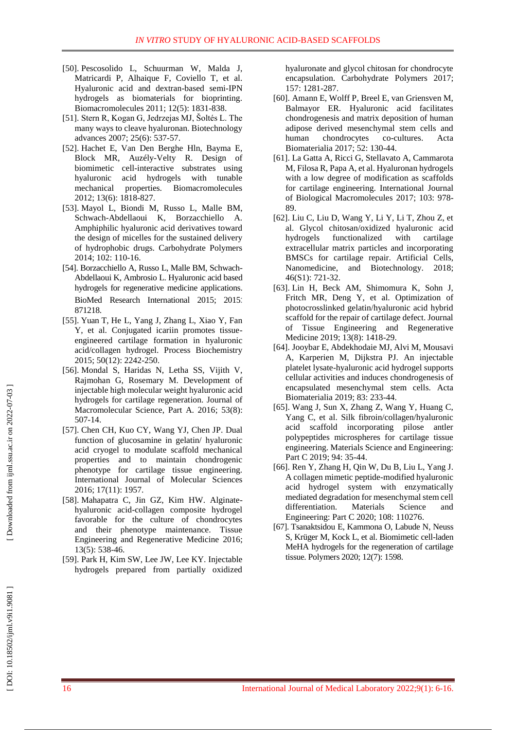[50]. Pescosolido L, Schuurman W, Malda J, Matricardi P, Alhaique F, Coviello T, et al. Hyaluronic acid and dextran-based semi-IPN hydrogels as biomaterials for bioprinting. Biomacromolecules 2011; 12(5): 1831-838.

[51]. Stern R, Kogan G, Jedrzejas MJ, Šoltés L. The many ways to cleave hyaluronan. Biotechnology advances 2007; 25(6): 537-57.

[52]. Hachet E, Van Den Berghe Hln, Bayma E, Block MR, Auzély-Velty R. Design of biomimetic cell-interactive substrates using hyaluronic acid hydrogels with tunable mechanical properties. Biomacromolecules 2012; 13(6): 1818-827.

[53]. Mayol L, Biondi M, Russo L, Malle BM, Schwach-Abdellaoui K, Borzacchiello A. Amphiphilic hyaluronic acid derivatives toward the design of micelles for the sustained delivery of hydrophobic drugs. Carbohydrate Polymers 2014; 102: 110-16.

[54]. Borzacchiello A, Russo L, Malle BM, Schwach-Abdellaoui K, Ambrosio L. Hyaluronic acid based hydrogels for regenerative medicine applications. BioMed Research International 2015; 2015: 871218.

[55]. Yuan T, He L, Yang J, Zhang L, Xiao Y, Fan Y, et al. Conjugated icariin promotes tissue-engineered cartilage formation in hyaluronic acid/collagen hydrogel. Process Biochemistry 2015; 50(12): 2242-250.

[56]. Mondal S, Haridas N, Letha SS, Vijith V, Rajmohan G, Rosemary M. Development of injectable high molecular weight hyaluronic acid hydrogels for cartilage regeneration. Journal of Macromolecular Science, Part A. 2016; 53(8): 507-14.

[57]. Chen CH, Kuo CY, Wang YJ, Chen JP. Dual function of glucosamine in gelatin/ hyaluronic acid cryogel to modulate scaffold mechanical properties and to maintain chondrogenic phenotype for cartilage tissue engineering. International Journal of Molecular Sciences 2016; 17(11): 1957.

[58]. Mahapatra C, Jin GZ, Kim HW. Alginate-hyaluronic acid-collagen composite hydrogel favorable for the culture of chondrocytes and their phenotype maintenance. Tissue Engineering and Regenerative Medicine 2016; 13(5): 538-46.

[59]. Park H, Kim SW, Lee JW, Lee KY. Injectable hydrogels prepared from partially oxidized hyaluronate and glycol chitosan for chondrocyte encapsulation. Carbohydrate Polymers 2017; 157: 1281-287.

[60]. Amann E, Wolff P, Breel E, van Griensven M, Balmayor ER. Hyaluronic acid facilitates chondrogenesis and matrix deposition of human adipose derived mesenchymal stem cells and human chondrocytes co-cultures. Acta Biomaterialia 2017; 52: 130-44.

[61]. La Gatta A, Ricci G, Stellavato A, Cammarota M, Filosa R, Papa A, et al. Hyaluronan hydrogels with a low degree of modification as scaffolds for cartilage engineering. International Journal of Biological Macromolecules 2017; 103: 978-89.

[62]. Liu C, Liu D, Wang Y, Li Y, Li T, Zhou Z, et al. Glycol chitosan/oxidized hyaluronic acid hydrogels functionalized with cartilage extracellular matrix particles and incorporating BMSCs for cartilage repair. Artificial Cells, Nanomedicine, and Biotechnology. 2018; 46(S1): 721-32.

[63]. Lin H, Beck AM, Shimomura K, Sohn J, Fritch MR, Deng Y, et al. Optimization of photocrosslinked gelatin/hyaluronic acid hybrid scaffold for the repair of cartilage defect. Journal of Tissue Engineering and Regenerative Medicine 2019; 13(8): 1418-29.

[64]. Jooybar E, Abdekhodaie MJ, Alvi M, Mousavi A, Karperien M, Dijkstra PJ. An injectable platelet lysate-hyaluronic acid hydrogel supports cellular activities and induces chondrogenesis of encapsulated mesenchymal stem cells. Acta Biomaterialia 2019; 83: 233-44.

[65]. Wang J, Sun X, Zhang Z, Wang Y, Huang C, Yang C, et al. Silk fibroin/collagen/hyaluronic acid scaffold incorporating pilose antler polypeptides microspheres for cartilage tissue engineering. Materials Science and Engineering: Part C 2019; 94: 35-44.

[66]. Ren Y, Zhang H, Qin W, Du B, Liu L, Yang J. A collagen mimetic peptide-modified hyaluronic acid hydrogel system with enzymatically mediated degradation for mesenchymal stem cell differentiation. Materials Science and Engineering: Part C 2020; 108: 110276.

[67]. Tsanaktsidou E, Kammona O, Labude N, Neuss S, Krüger M, Kock L, et al. Biomimetic cell-laden MeHA hydrogels for the regeneration of cartilage tissue. Polymers 2020; 12(7): 1598.